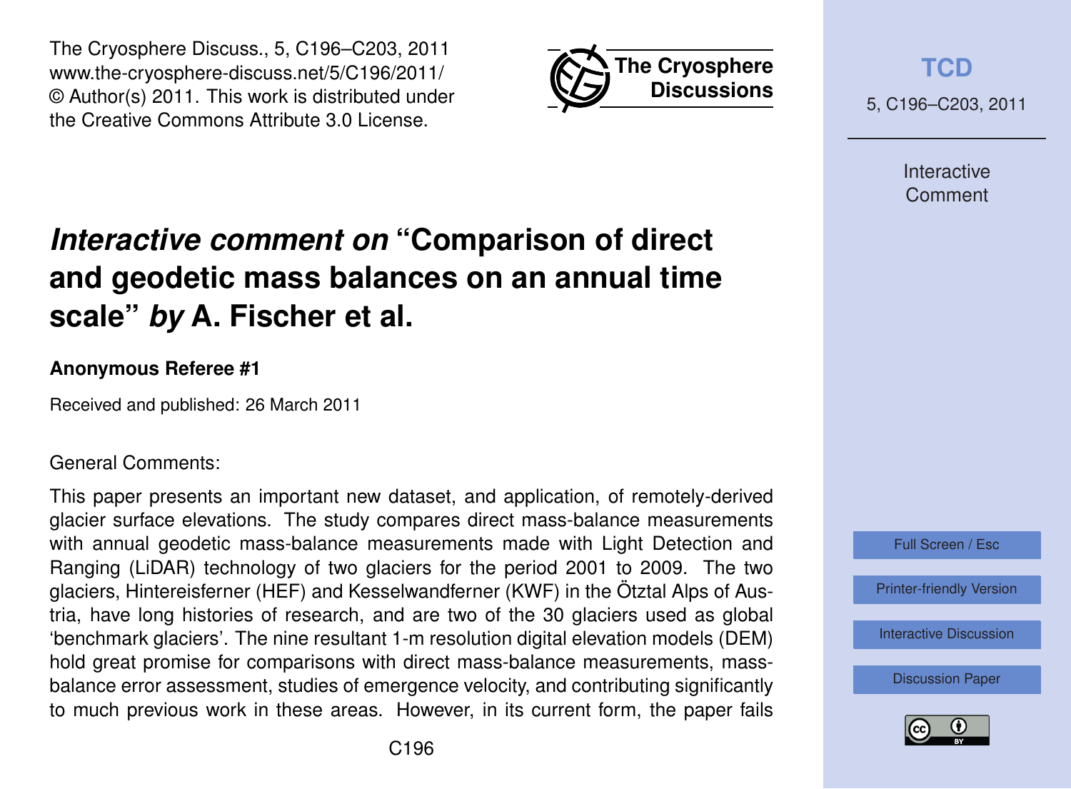# *Interactive comment on* "Comparison of direct and geodetic mass balances on an annual time scale" *by* A. Fischer et al.

**Anonymous Referee #1**

Received and published: 26 March 2011

General Comments:

This paper presents an important new dataset, and application, of remotely-derived glacier surface elevations. The study compares direct mass-balance measurements with annual geodetic mass-balance measurements made with Light Detection and Ranging (LiDAR) technology of two glaciers for the period 2001 to 2009. The two glaciers, Hintereisferner (HEF) and Kesselwandferner (KWF) in the Ötztal Alps of Austria, have long histories of research, and are two of the 30 glaciers used as global 'benchmark glaciers'. The nine resultant 1-m resolution digital elevation models (DEM) hold great promise for comparisons with direct mass-balance measurements, mass-balance error assessment, studies of emergence velocity, and contributing significantly to much previous work in these areas. However, in its current form, the paper fails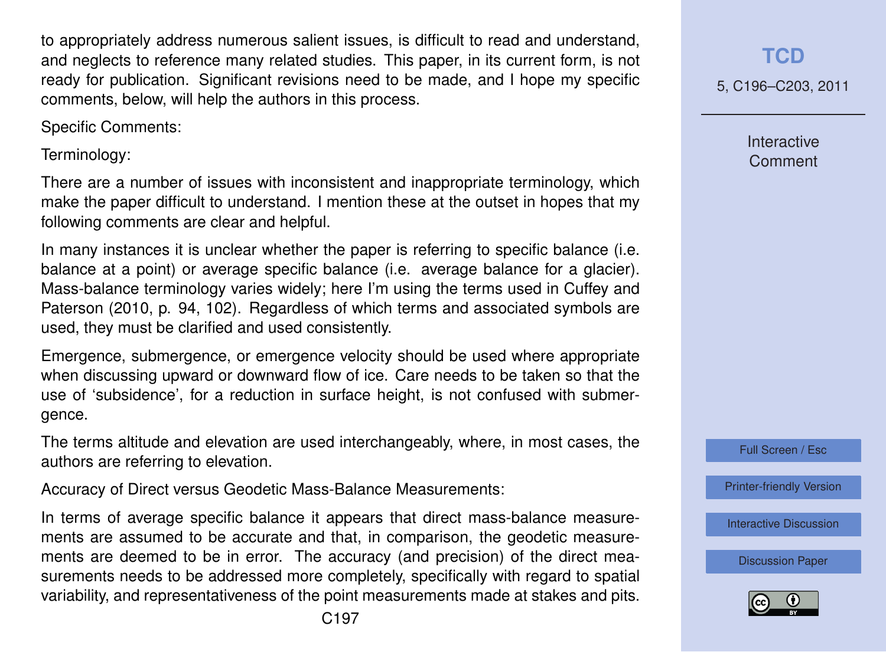to appropriately address numerous salient issues, is difficult to read and understand, and neglects to reference many related studies. This paper, in its current form, is not ready for publication. Significant revisions need to be made, and I hope my specific comments, below, will help the authors in this process.

Specific Comments:

Terminology:

There are a number of issues with inconsistent and inappropriate terminology, which make the paper difficult to understand. I mention these at the outset in hopes that my following comments are clear and helpful.

In many instances it is unclear whether the paper is referring to specific balance (i.e. balance at a point) or average specific balance (i.e. average balance for a glacier). Mass-balance terminology varies widely; here I'm using the terms used in Cuffey and Paterson (2010, p. 94, 102). Regardless of which terms and associated symbols are used, they must be clarified and used consistently.

Emergence, submergence, or emergence velocity should be used where appropriate when discussing upward or downward flow of ice. Care needs to be taken so that the use of 'subsidence', for a reduction in surface height, is not confused with submergence.

The terms altitude and elevation are used interchangeably, where, in most cases, the authors are referring to elevation.

Accuracy of Direct versus Geodetic Mass-Balance Measurements:

In terms of average specific balance it appears that direct mass-balance measurements are assumed to be accurate and that, in comparison, the geodetic measurements are deemed to be in error. The accuracy (and precision) of the direct measurements needs to be addressed more completely, specifically with regard to spatial variability, and representativeness of the point measurements made at stakes and pits.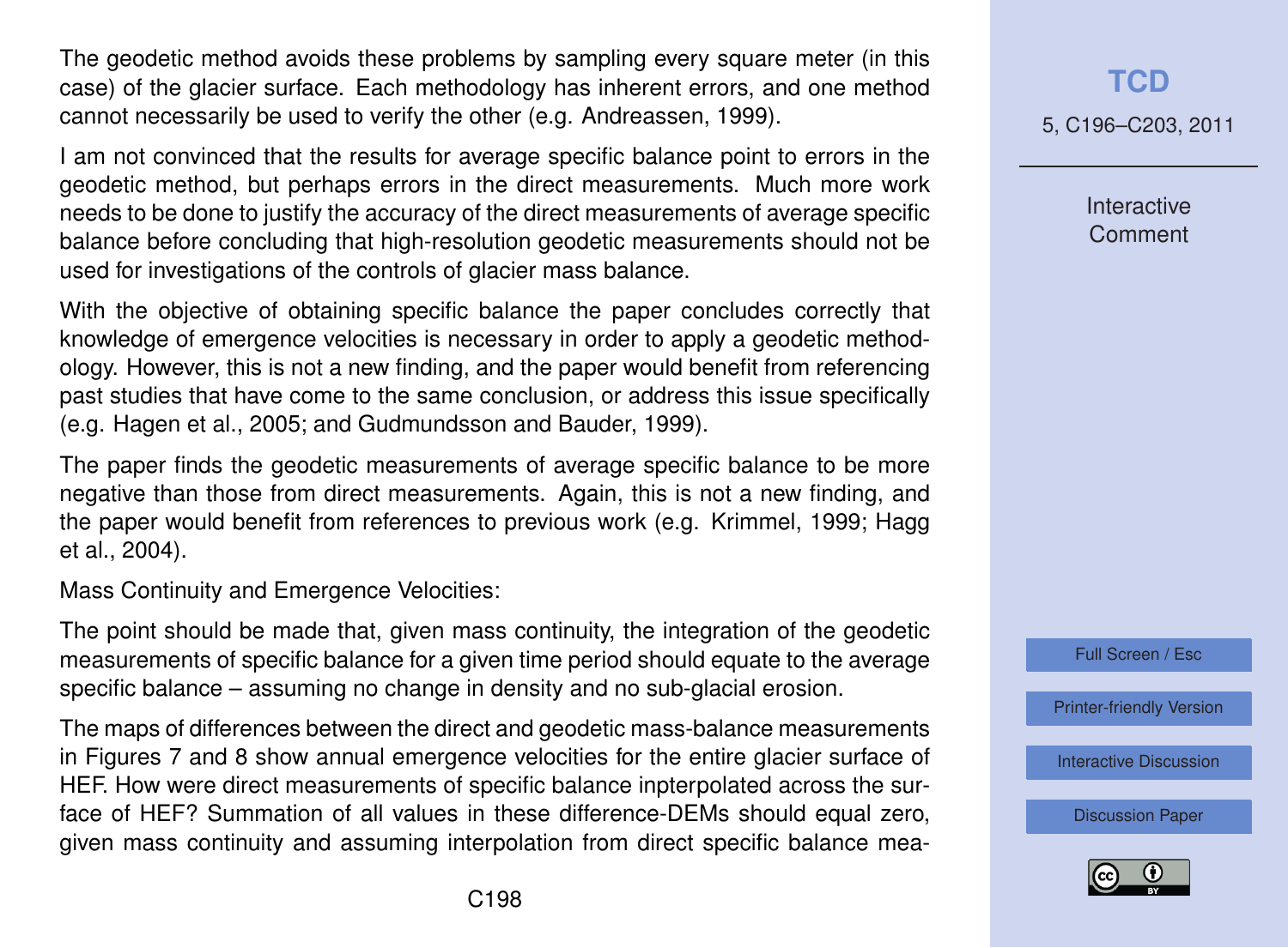The geodetic method avoids these problems by sampling every square meter (in this case) of the glacier surface. Each methodology has inherent errors, and one method cannot necessarily be used to verify the other (e.g. Andreassen, 1999).

I am not convinced that the results for average specific balance point to errors in the geodetic method, but perhaps errors in the direct measurements. Much more work needs to be done to justify the accuracy of the direct measurements of average specific balance before concluding that high-resolution geodetic measurements should not be used for investigations of the controls of glacier mass balance.

With the objective of obtaining specific balance the paper concludes correctly that knowledge of emergence velocities is necessary in order to apply a geodetic methodology. However, this is not a new finding, and the paper would benefit from referencing past studies that have come to the same conclusion, or address this issue specifically (e.g. Hagen et al., 2005; and Gudmundsson and Bauder, 1999).

The paper finds the geodetic measurements of average specific balance to be more negative than those from direct measurements. Again, this is not a new finding, and the paper would benefit from references to previous work (e.g. Krimmel, 1999; Hagg et al., 2004).

Mass Continuity and Emergence Velocities:

The point should be made that, given mass continuity, the integration of the geodetic measurements of specific balance for a given time period should equate to the average specific balance – assuming no change in density and no sub-glacial erosion.

The maps of differences between the direct and geodetic mass-balance measurements in Figures 7 and 8 show annual emergence velocities for the entire glacier surface of HEF. How were direct measurements of specific balance inpterpolated across the surface of HEF? Summation of all values in these difference-DEMs should equal zero, given mass continuity and assuming interpolation from direct specific balance mea-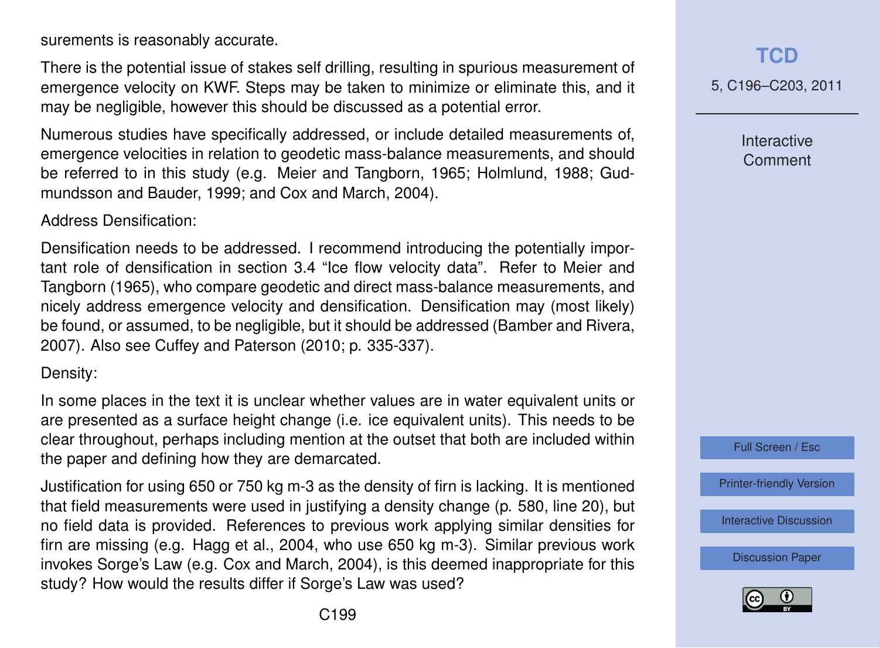surements is reasonably accurate.

There is the potential issue of stakes self drilling, resulting in spurious measurement of emergence velocity on KWF. Steps may be taken to minimize or eliminate this, and it may be negligible, however this should be discussed as a potential error.

Numerous studies have specifically addressed, or include detailed measurements of, emergence velocities in relation to geodetic mass-balance measurements, and should be referred to in this study (e.g. Meier and Tangborn, 1965; Holmlund, 1988; Gudmundsson and Bauder, 1999; and Cox and March, 2004).

Address Densification:

Densification needs to be addressed. I recommend introducing the potentially important role of densification in section 3.4 "Ice flow velocity data". Refer to Meier and Tangborn (1965), who compare geodetic and direct mass-balance measurements, and nicely address emergence velocity and densification. Densification may (most likely) be found, or assumed, to be negligible, but it should be addressed (Bamber and Rivera, 2007). Also see Cuffey and Paterson (2010; p. 335-337).

Density:

In some places in the text it is unclear whether values are in water equivalent units or are presented as a surface height change (i.e. ice equivalent units). This needs to be clear throughout, perhaps including mention at the outset that both are included within the paper and defining how they are demarcated.

Justification for using 650 or 750 kg m-3 as the density of firn is lacking. It is mentioned that field measurements were used in justifying a density change (p. 580, line 20), but no field data is provided. References to previous work applying similar densities for firn are missing (e.g. Hagg et al., 2004, who use 650 kg m-3). Similar previous work invokes Sorge's Law (e.g. Cox and March, 2004), is this deemed inappropriate for this study? How would the results differ if Sorge's Law was used?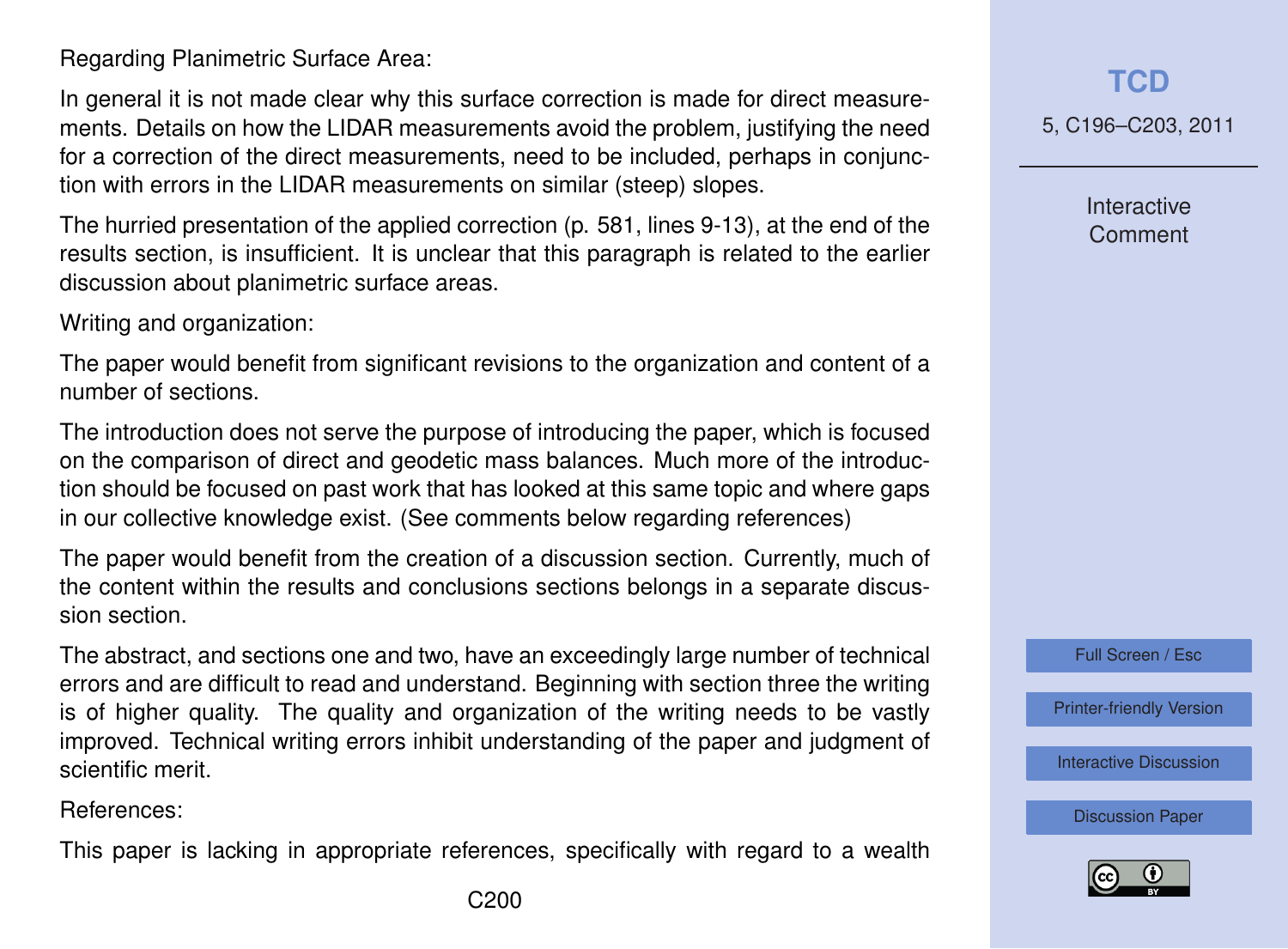Regarding Planimetric Surface Area:

In general it is not made clear why this surface correction is made for direct measurements. Details on how the LIDAR measurements avoid the problem, justifying the need for a correction of the direct measurements, need to be included, perhaps in conjunction with errors in the LIDAR measurements on similar (steep) slopes.

The hurried presentation of the applied correction (p. 581, lines 9-13), at the end of the results section, is insufficient. It is unclear that this paragraph is related to the earlier discussion about planimetric surface areas.

Writing and organization:

The paper would benefit from significant revisions to the organization and content of a number of sections.

The introduction does not serve the purpose of introducing the paper, which is focused on the comparison of direct and geodetic mass balances. Much more of the introduction should be focused on past work that has looked at this same topic and where gaps in our collective knowledge exist. (See comments below regarding references)

The paper would benefit from the creation of a discussion section. Currently, much of the content within the results and conclusions sections belongs in a separate discussion section.

The abstract, and sections one and two, have an exceedingly large number of technical errors and are difficult to read and understand. Beginning with section three the writing is of higher quality. The quality and organization of the writing needs to be vastly improved. Technical writing errors inhibit understanding of the paper and judgment of scientific merit.

References:

This paper is lacking in appropriate references, specifically with regard to a wealth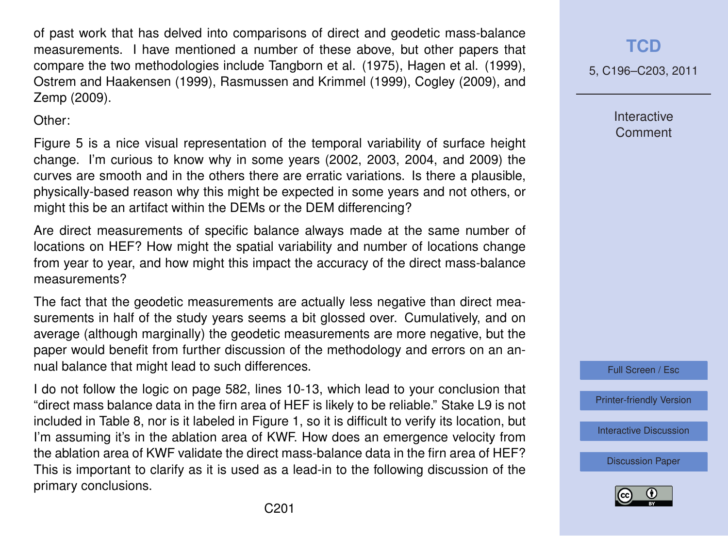of past work that has delved into comparisons of direct and geodetic mass-balance measurements. I have mentioned a number of these above, but other papers that compare the two methodologies include Tangborn et al. (1975), Hagen et al. (1999), Ostrem and Haakensen (1999), Rasmussen and Krimmel (1999), Cogley (2009), and Zemp (2009).

Other:

Figure 5 is a nice visual representation of the temporal variability of surface height change. I'm curious to know why in some years (2002, 2003, 2004, and 2009) the curves are smooth and in the others there are erratic variations. Is there a plausible, physically-based reason why this might be expected in some years and not others, or might this be an artifact within the DEMs or the DEM differencing?

Are direct measurements of specific balance always made at the same number of locations on HEF? How might the spatial variability and number of locations change from year to year, and how might this impact the accuracy of the direct mass-balance measurements?

The fact that the geodetic measurements are actually less negative than direct measurements in half of the study years seems a bit glossed over. Cumulatively, and on average (although marginally) the geodetic measurements are more negative, but the paper would benefit from further discussion of the methodology and errors on an annual balance that might lead to such differences.

I do not follow the logic on page 582, lines 10-13, which lead to your conclusion that "direct mass balance data in the firn area of HEF is likely to be reliable." Stake L9 is not included in Table 8, nor is it labeled in Figure 1, so it is difficult to verify its location, but I'm assuming it's in the ablation area of KWF. How does an emergence velocity from the ablation area of KWF validate the direct mass-balance data in the firn area of HEF? This is important to clarify as it is used as a lead-in to the following discussion of the primary conclusions.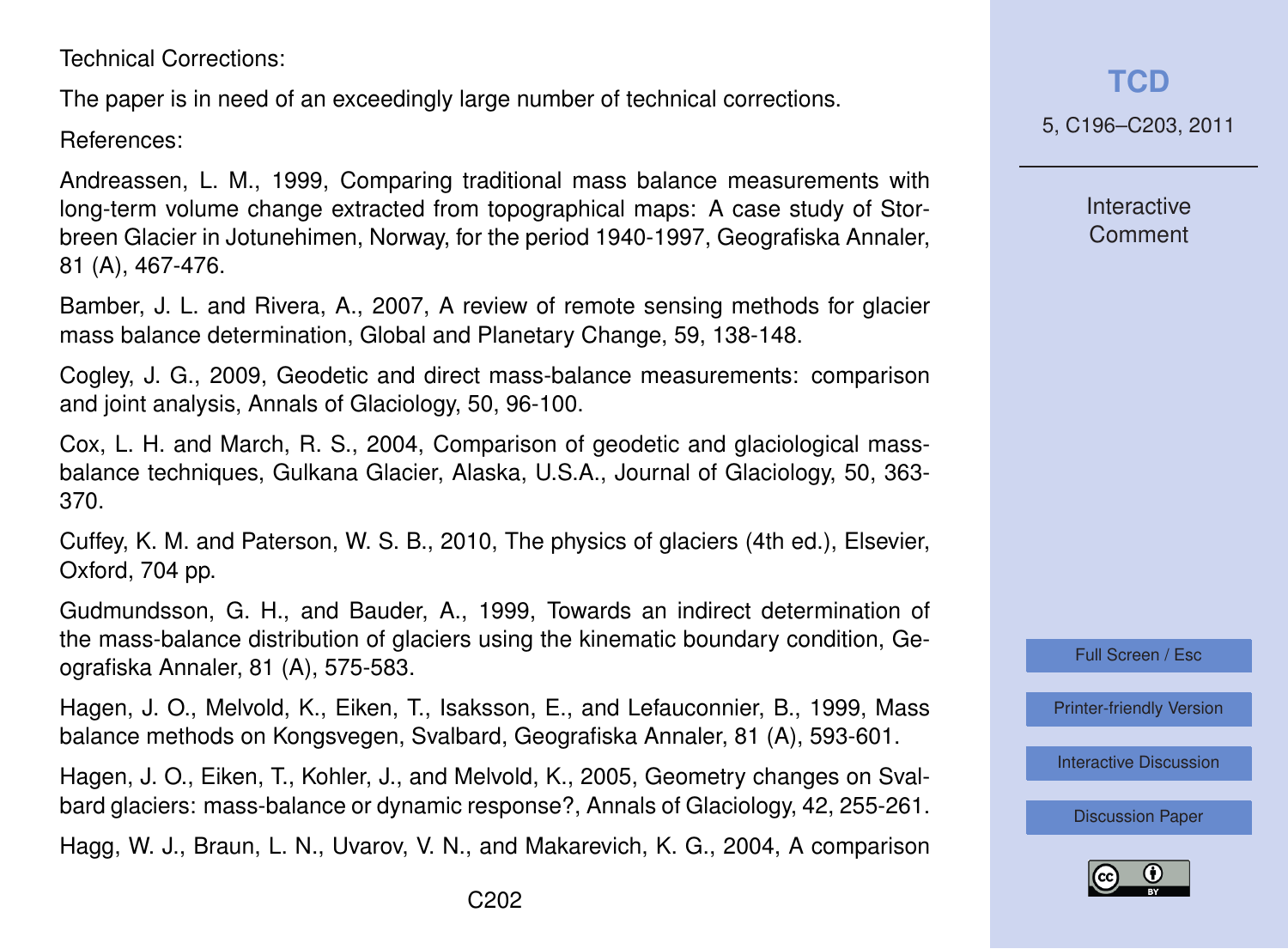Technical Corrections:

The paper is in need of an exceedingly large number of technical corrections.

References:

Andreassen, L. M., 1999, Comparing traditional mass balance measurements with long-term volume change extracted from topographical maps: A case study of Storbreen Glacier in Jotunehimen, Norway, for the period 1940-1997, Geografiska Annaler, 81 (A), 467-476.

Bamber, J. L. and Rivera, A., 2007, A review of remote sensing methods for glacier mass balance determination, Global and Planetary Change, 59, 138-148.

Cogley, J. G., 2009, Geodetic and direct mass-balance measurements: comparison and joint analysis, Annals of Glaciology, 50, 96-100.

Cox, L. H. and March, R. S., 2004, Comparison of geodetic and glaciological mass-balance techniques, Gulkana Glacier, Alaska, U.S.A., Journal of Glaciology, 50, 363-370.

Cuffey, K. M. and Paterson, W. S. B., 2010, The physics of glaciers (4th ed.), Elsevier, Oxford, 704 pp.

Gudmundsson, G. H., and Bauder, A., 1999, Towards an indirect determination of the mass-balance distribution of glaciers using the kinematic boundary condition, Geografiska Annaler, 81 (A), 575-583.

Hagen, J. O., Melvold, K., Eiken, T., Isaksson, E., and Lefauconnier, B., 1999, Mass balance methods on Kongsvegen, Svalbard, Geografiska Annaler, 81 (A), 593-601.

Hagen, J. O., Eiken, T., Kohler, J., and Melvold, K., 2005, Geometry changes on Svalbard glaciers: mass-balance or dynamic response?, Annals of Glaciology, 42, 255-261.

Hagg, W. J., Braun, L. N., Uvarov, V. N., and Makarevich, K. G., 2004, A comparison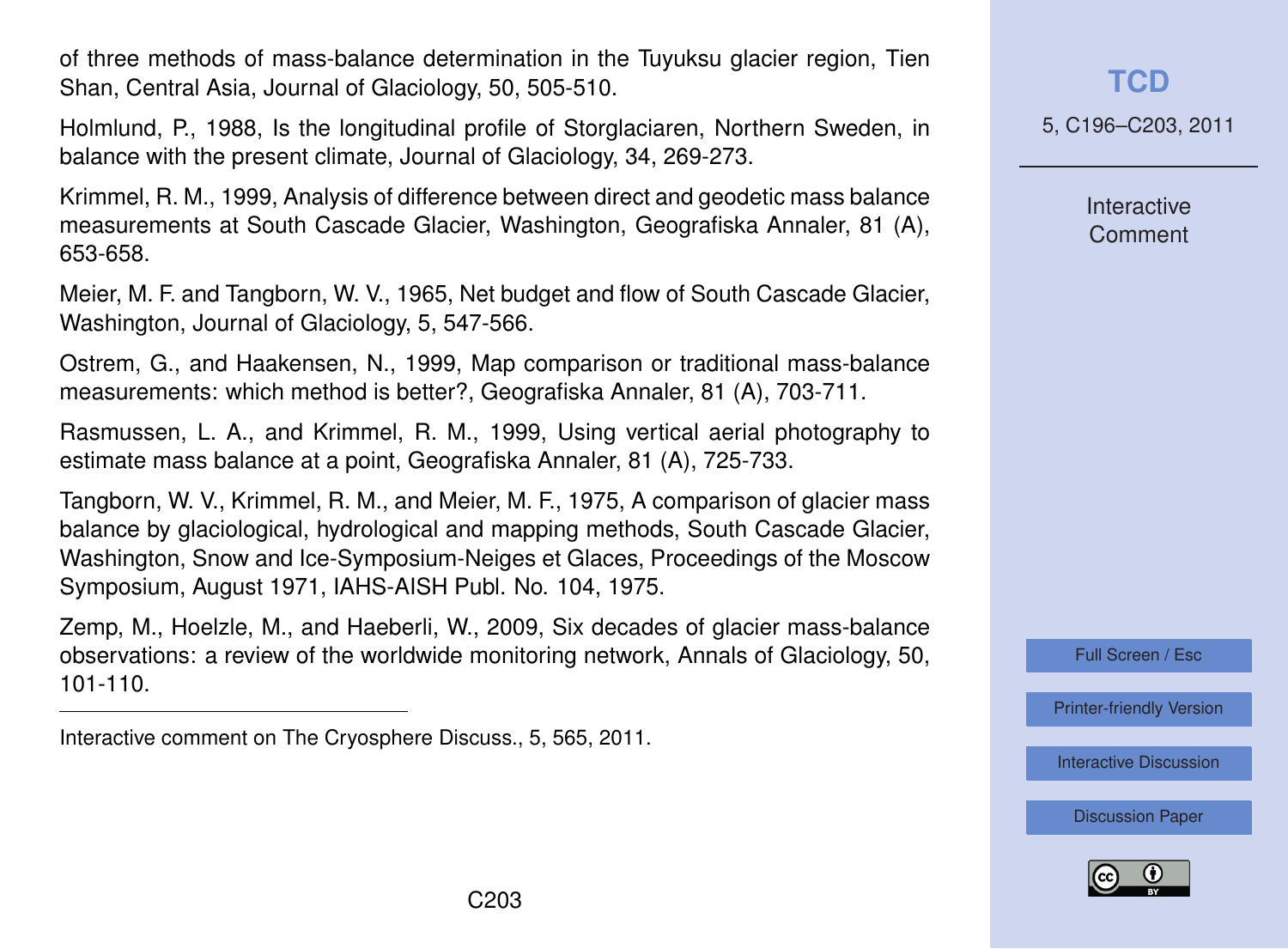of three methods of mass-balance determination in the Tuyuksu glacier region, Tien Shan, Central Asia, Journal of Glaciology, 50, 505-510.

Holmlund, P., 1988, Is the longitudinal profile of Storglaciaren, Northern Sweden, in balance with the present climate, Journal of Glaciology, 34, 269-273.

Krimmel, R. M., 1999, Analysis of difference between direct and geodetic mass balance measurements at South Cascade Glacier, Washington, Geografiska Annaler, 81 (A), 653-658.

Meier, M. F. and Tangborn, W. V., 1965, Net budget and flow of South Cascade Glacier, Washington, Journal of Glaciology, 5, 547-566.

Ostrem, G., and Haakensen, N., 1999, Map comparison or traditional mass-balance measurements: which method is better?, Geografiska Annaler, 81 (A), 703-711.

Rasmussen, L. A., and Krimmel, R. M., 1999, Using vertical aerial photography to estimate mass balance at a point, Geografiska Annaler, 81 (A), 725-733.

Tangborn, W. V., Krimmel, R. M., and Meier, M. F., 1975, A comparison of glacier mass balance by glaciological, hydrological and mapping methods, South Cascade Glacier, Washington, Snow and Ice-Symposium-Neiges et Glaces, Proceedings of the Moscow Symposium, August 1971, IAHS-AISH Publ. No. 104, 1975.

Zemp, M., Hoelzle, M., and Haeberli, W., 2009, Six decades of glacier mass-balance observations: a review of the worldwide monitoring network, Annals of Glaciology, 50, 101-110.

---

Interactive comment on The Cryosphere Discuss., 5, 565, 2011.